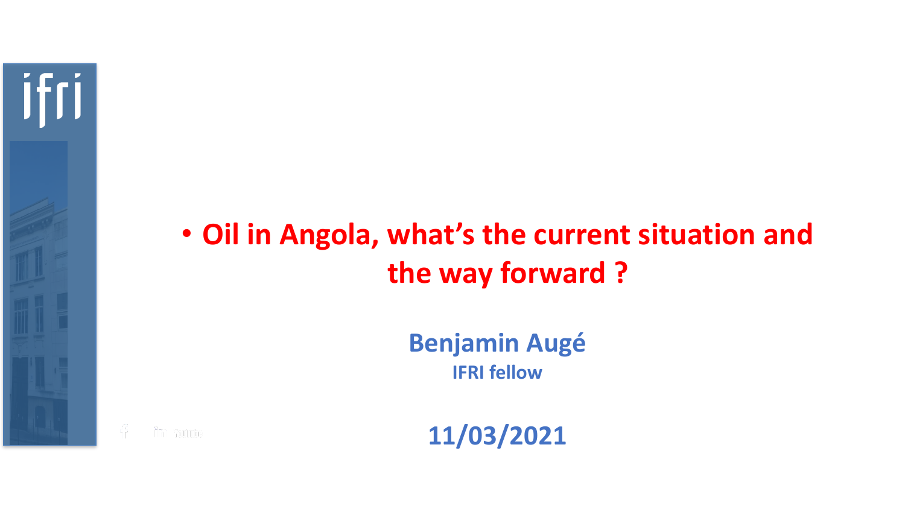# Oil in Angola, what's the current situation and the way forward ?

**Benjamin Augé**

**IFRI fellow**

**11/03/2021**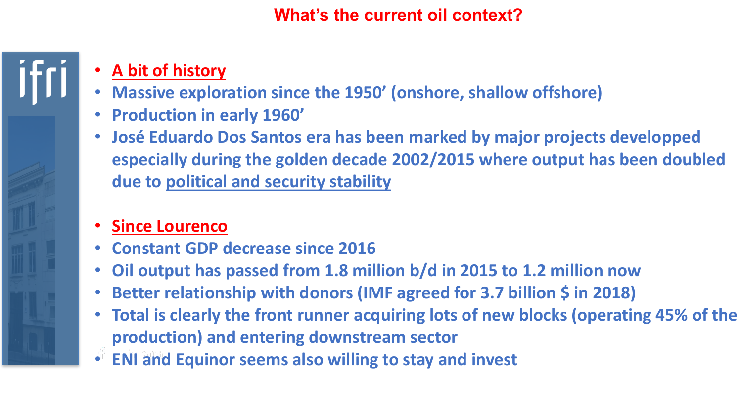# What's the current oil context?

- **A bit of history**
- **Massive exploration since the 1950' (onshore, shallow offshore)**
- **Production in early 1960'**
- **José Eduardo Dos Santos era has been marked by major projects developped especially during the golden decade 2002/2015 where output has been doubled due to political and security stability**

- **Since Lourenco**
- **Constant GDP decrease since 2016**
- **Oil output has passed from 1.8 million b/d in 2015 to 1.2 million now**
- **Better relationship with donors (IMF agreed for 3.7 billion $ in 2018)**
- **Total is clearly the front runner acquiring lots of new blocks (operating 45% of the production) and entering downstream sector**
- **ENI and Equinor seems also willing to stay and invest**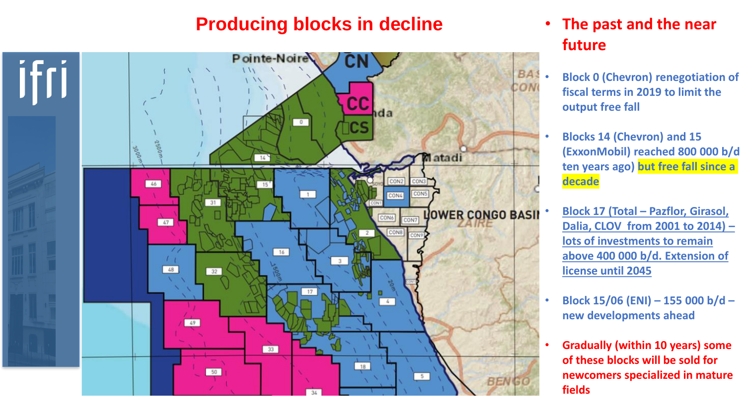# Producing blocks in decline

- **The past and the near future**

- Block 0 (Chevron) renegotiation of fiscal terms in 2019 to limit the output free fall

- Blocks 14 (Chevron) and 15 (ExxonMobil) reached 800 000 b/d ten years ago) but free fall since a decade

- Block 17 (Total – Pazflor, Girasol, Dalia, CLOV from 2001 to 2014) – lots of investments to remain above 400 000 b/d. Extension of license until 2045

- Block 15/06 (ENI) – 155 000 b/d – new developments ahead

- Gradually (within 10 years) some of these blocks will be sold for newcomers specialized in mature fields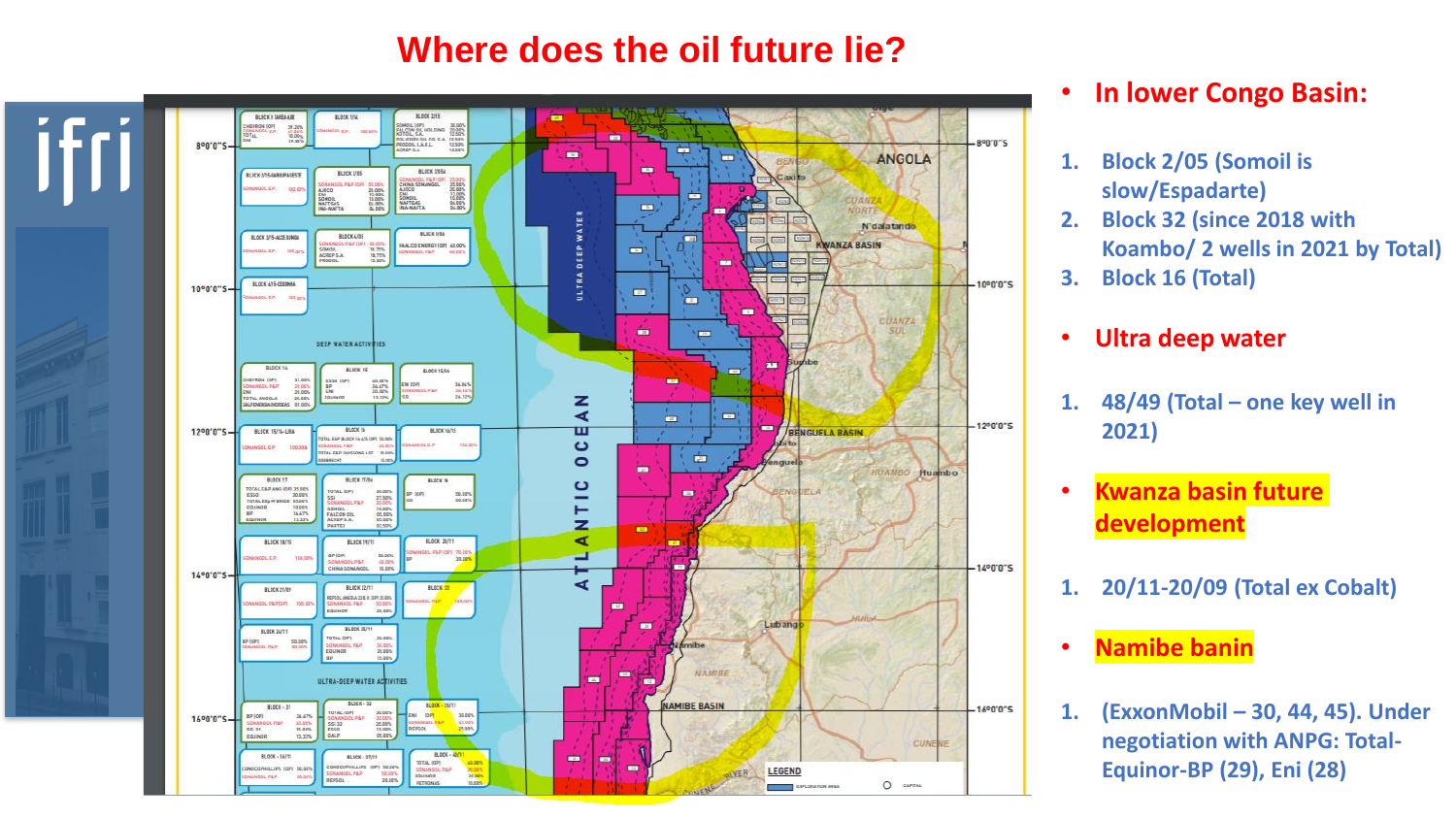# Where does the oil future lie?

- **In lower Congo Basin:**

1. Block 2/05 (Somoil is slow/Espadarte)
2. Block 32 (since 2018 with Koambo/ 2 wells in 2021 by Total)
3. Block 16 (Total)

- **Ultra deep water**

1. 48/49 (Total – one key well in 2021)

- **Kwanza basin future development**

1. 20/11-20/09 (Total ex Cobalt)

- **Namibe banin**

1. (ExxonMobil – 30, 44, 45). Under negotiation with ANPG: Total-Equinor-BP (29), Eni (28)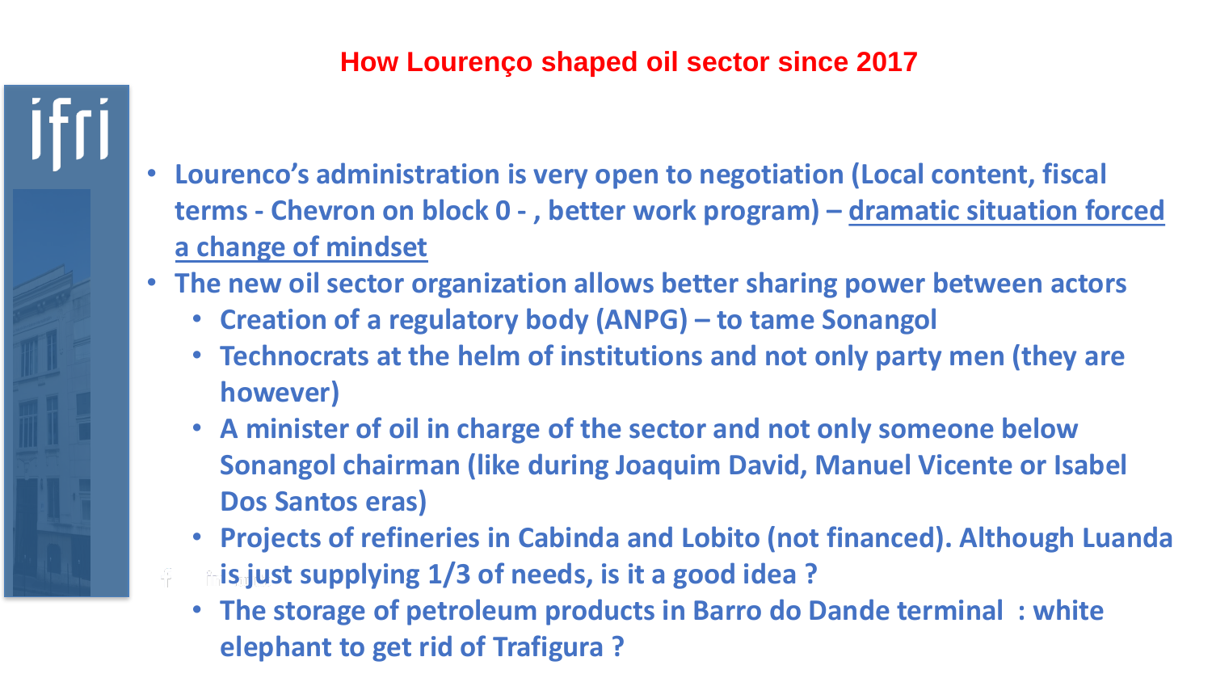# How Lourenço shaped oil sector since 2017

- **Lourenco's administration is very open to negotiation (Local content, fiscal terms - Chevron on block 0 - , better work program) – <u>dramatic situation forced a change of mindset</u>**
- **The new oil sector organization allows better sharing power between actors**
  - **Creation of a regulatory body (ANPG) – to tame Sonangol**
  - **Technocrats at the helm of institutions and not only party men (they are however)**
  - **A minister of oil in charge of the sector and not only someone below Sonangol chairman (like during Joaquim David, Manuel Vicente or Isabel Dos Santos eras)**
  - **Projects of refineries in Cabinda and Lobito (not financed). Although Luanda is just supplying 1/3 of needs, is it a good idea ?**
  - **The storage of petroleum products in Barro do Dande terminal : white elephant to get rid of Trafigura ?**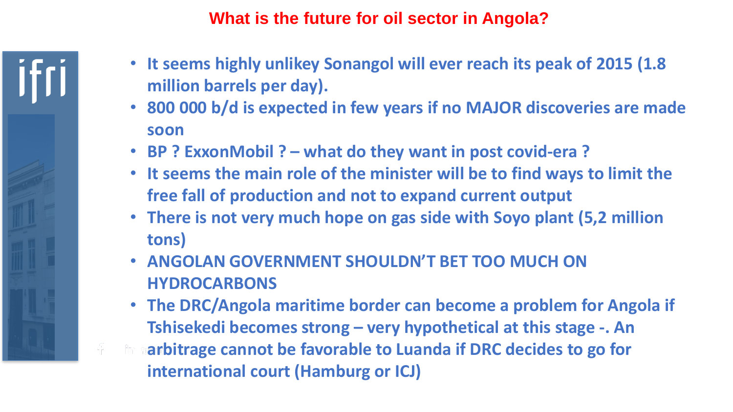# What is the future for oil sector in Angola?

- **It seems highly unlikey Sonangol will ever reach its peak of 2015 (1.8 million barrels per day).**
- **800 000 b/d is expected in few years if no MAJOR discoveries are made soon**
- **BP ? ExxonMobil ? – what do they want in post covid-era ?**
- **It seems the main role of the minister will be to find ways to limit the free fall of production and not to expand current output**
- **There is not very much hope on gas side with Soyo plant (5,2 million tons)**
- **ANGOLAN GOVERNMENT SHOULDN'T BET TOO MUCH ON HYDROCARBONS**
- **The DRC/Angola maritime border can become a problem for Angola if Tshisekedi becomes strong – very hypothetical at this stage -. An arbitrage cannot be favorable to Luanda if DRC decides to go for international court (Hamburg or ICJ)**